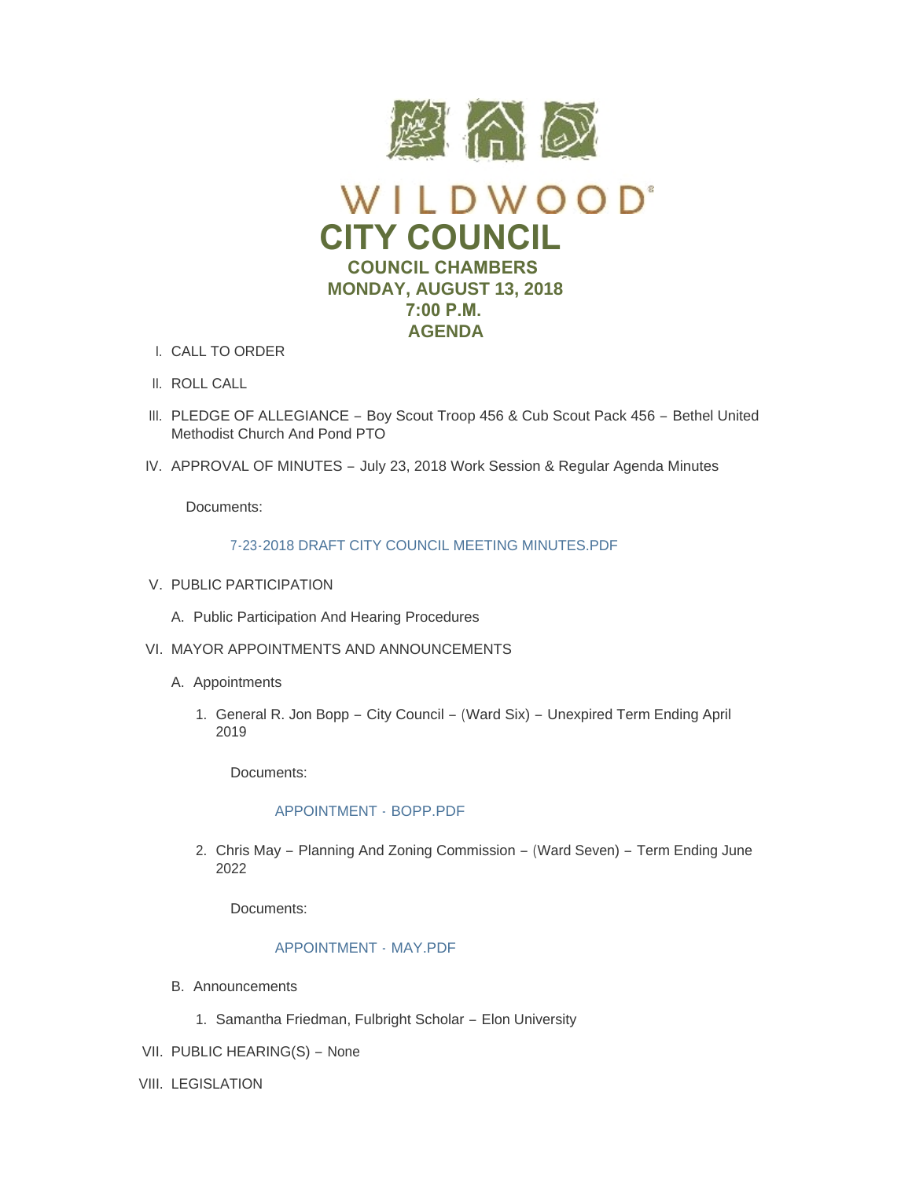# WILDWOOD®

# CITY COUNCIL

## COUNCIL CHAMBERS
## MONDAY, AUGUST 13, 2018
## 7:00 P.M.
## AGENDA

I. CALL TO ORDER

II. ROLL CALL

III. PLEDGE OF ALLEGIANCE – Boy Scout Troop 456 & Cub Scout Pack 456 – Bethel United Methodist Church And Pond PTO

IV. APPROVAL OF MINUTES – July 23, 2018 Work Session & Regular Agenda Minutes

Documents:

7-23-2018 DRAFT CITY COUNCIL MEETING MINUTES.PDF

V. PUBLIC PARTICIPATION

A. Public Participation And Hearing Procedures

VI. MAYOR APPOINTMENTS AND ANNOUNCEMENTS

A. Appointments

1. General R. Jon Bopp – City Council – (Ward Six) – Unexpired Term Ending April 2019

Documents:

APPOINTMENT - BOPP.PDF

2. Chris May – Planning And Zoning Commission – (Ward Seven) – Term Ending June 2022

Documents:

APPOINTMENT - MAY.PDF

B. Announcements

1. Samantha Friedman, Fulbright Scholar – Elon University

VII. PUBLIC HEARING(S) – None

VIII. LEGISLATION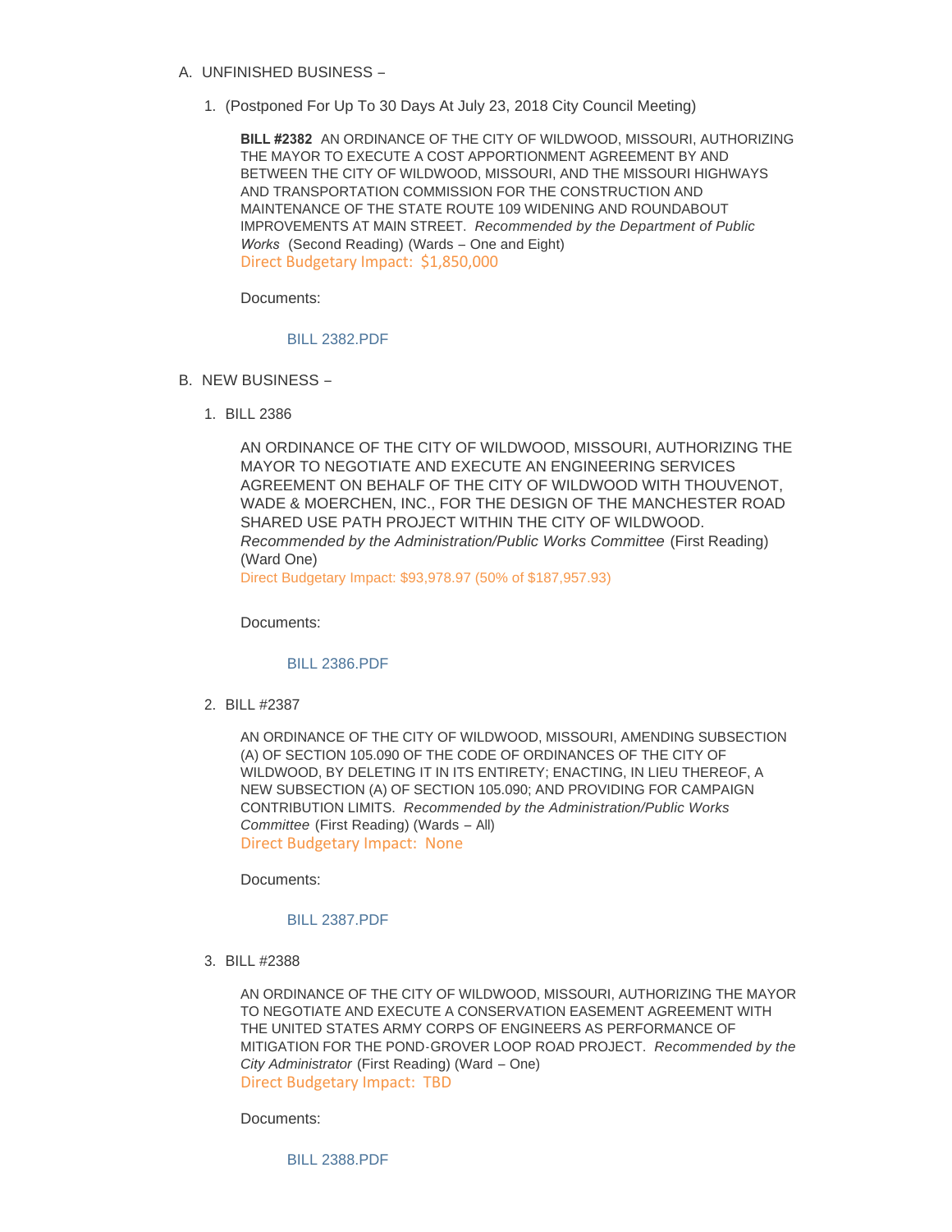A. UNFINISHED BUSINESS –

1. (Postponed For Up To 30 Days At July 23, 2018 City Council Meeting)

   **BILL #2382** AN ORDINANCE OF THE CITY OF WILDWOOD, MISSOURI, AUTHORIZING THE MAYOR TO EXECUTE A COST APPORTIONMENT AGREEMENT BY AND BETWEEN THE CITY OF WILDWOOD, MISSOURI, AND THE MISSOURI HIGHWAYS AND TRANSPORTATION COMMISSION FOR THE CONSTRUCTION AND MAINTENANCE OF THE STATE ROUTE 109 WIDENING AND ROUNDABOUT IMPROVEMENTS AT MAIN STREET. *Recommended by the Department of Public Works* (Second Reading) (Wards – One and Eight)
   Direct Budgetary Impact: $1,850,000

   Documents:

   BILL 2382.PDF

B. NEW BUSINESS –

1. BILL 2386

   AN ORDINANCE OF THE CITY OF WILDWOOD, MISSOURI, AUTHORIZING THE MAYOR TO NEGOTIATE AND EXECUTE AN ENGINEERING SERVICES AGREEMENT ON BEHALF OF THE CITY OF WILDWOOD WITH THOUVENOT, WADE & MOERCHEN, INC., FOR THE DESIGN OF THE MANCHESTER ROAD SHARED USE PATH PROJECT WITHIN THE CITY OF WILDWOOD. *Recommended by the Administration/Public Works Committee* (First Reading) (Ward One)
   Direct Budgetary Impact: $93,978.97 (50% of $187,957.93)

   Documents:

   BILL 2386.PDF

2. BILL #2387

   AN ORDINANCE OF THE CITY OF WILDWOOD, MISSOURI, AMENDING SUBSECTION (A) OF SECTION 105.090 OF THE CODE OF ORDINANCES OF THE CITY OF WILDWOOD, BY DELETING IT IN ITS ENTIRETY; ENACTING, IN LIEU THEREOF, A NEW SUBSECTION (A) OF SECTION 105.090; AND PROVIDING FOR CAMPAIGN CONTRIBUTION LIMITS. *Recommended by the Administration/Public Works Committee* (First Reading) (Wards – All)
   Direct Budgetary Impact: None

   Documents:

   BILL 2387.PDF

3. BILL #2388

   AN ORDINANCE OF THE CITY OF WILDWOOD, MISSOURI, AUTHORIZING THE MAYOR TO NEGOTIATE AND EXECUTE A CONSERVATION EASEMENT AGREEMENT WITH THE UNITED STATES ARMY CORPS OF ENGINEERS AS PERFORMANCE OF MITIGATION FOR THE POND-GROVER LOOP ROAD PROJECT. *Recommended by the City Administrator* (First Reading) (Ward – One)
   Direct Budgetary Impact: TBD

   Documents:

   BILL 2388.PDF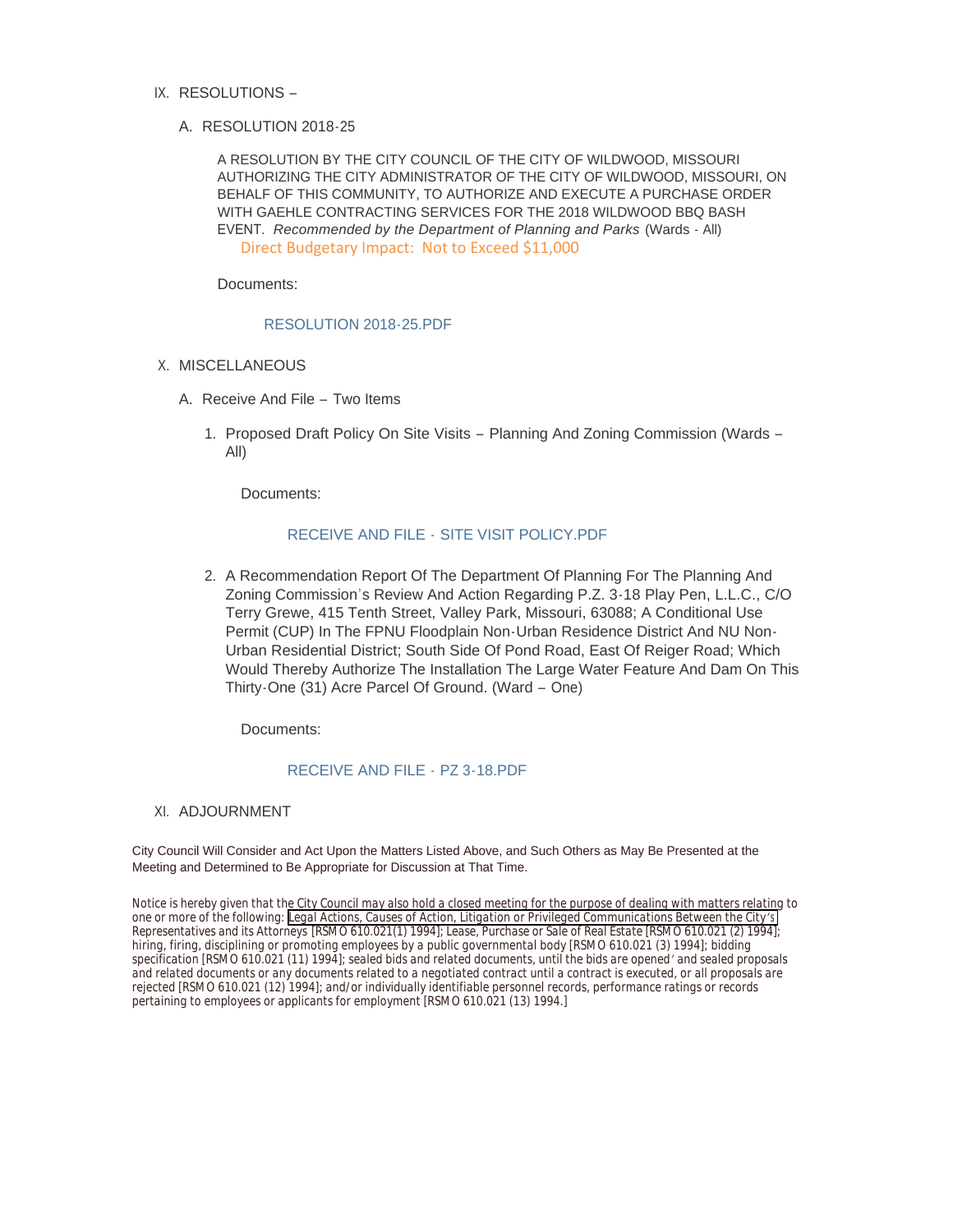IX. RESOLUTIONS –

A. RESOLUTION 2018-25

A RESOLUTION BY THE CITY COUNCIL OF THE CITY OF WILDWOOD, MISSOURI AUTHORIZING THE CITY ADMINISTRATOR OF THE CITY OF WILDWOOD, MISSOURI, ON BEHALF OF THIS COMMUNITY, TO AUTHORIZE AND EXECUTE A PURCHASE ORDER WITH GAEHLE CONTRACTING SERVICES FOR THE 2018 WILDWOOD BBQ BASH EVENT. *Recommended by the Department of Planning and Parks* (Wards - All)
Direct Budgetary Impact: Not to Exceed $11,000

Documents:

RESOLUTION 2018-25.PDF

X. MISCELLANEOUS

A. Receive And File – Two Items

1. Proposed Draft Policy On Site Visits – Planning And Zoning Commission (Wards – All)

   Documents:

   RECEIVE AND FILE - SITE VISIT POLICY.PDF

2. A Recommendation Report Of The Department Of Planning For The Planning And Zoning Commission's Review And Action Regarding P.Z. 3-18 Play Pen, L.L.C., C/O Terry Grewe, 415 Tenth Street, Valley Park, Missouri, 63088; A Conditional Use Permit (CUP) In The FPNU Floodplain Non-Urban Residence District And NU Non-Urban Residential District; South Side Of Pond Road, East Of Reiger Road; Which Would Thereby Authorize The Installation The Large Water Feature And Dam On This Thirty-One (31) Acre Parcel Of Ground. (Ward – One)

   Documents:

   RECEIVE AND FILE - PZ 3-18.PDF

XI. ADJOURNMENT

City Council Will Consider and Act Upon the Matters Listed Above, and Such Others as May Be Presented at the Meeting and Determined to Be Appropriate for Discussion at That Time.

Notice is hereby given that the City Council may also hold a closed meeting for the purpose of dealing with matters relating to one or more of the following: Legal Actions, Causes of Action, Litigation or Privileged Communications Between the City's Representatives and its Attorneys [RSMO 610.021(1) 1994]; Lease, Purchase or Sale of Real Estate [RSMO 610.021 (2) 1994]; hiring, firing, disciplining or promoting employees by a public governmental body [RSMO 610.021 (3) 1994]; bidding specification [RSMO 610.021 (11) 1994]; sealed bids and related documents, until the bids are opened' and sealed proposals and related documents or any documents related to a negotiated contract until a contract is executed, or all proposals are rejected [RSMO 610.021 (12) 1994]; and/or individually identifiable personnel records, performance ratings or records pertaining to employees or applicants for employment [RSMO 610.021 (13) 1994.]